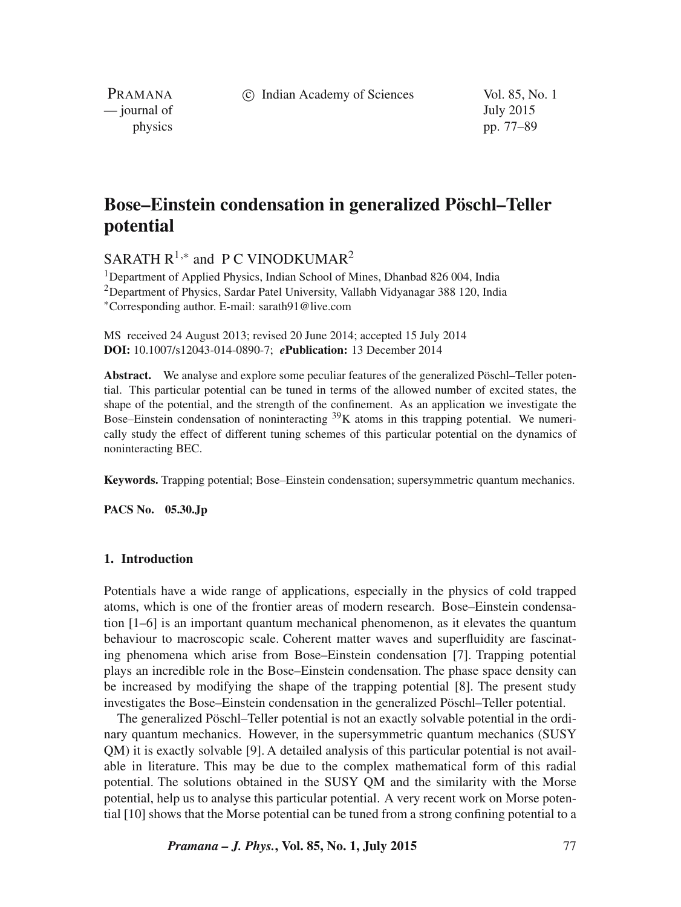# Bose–Einstein condensation in generalized Pöschl–Teller potential

SARATH R[1,*] and P C VINODKUMAR[2]

[1]Department of Applied Physics, Indian School of Mines, Dhanbad 826 004, India
[2]Department of Physics, Sardar Patel University, Vallabh Vidyanagar 388 120, India
*Corresponding author. E-mail: sarath91@live.com

MS received 24 August 2013; revised 20 June 2014; accepted 15 July 2014
**DOI:** 10.1007/s12043-014-0890-7; ***e*Publication:** 13 December 2014

**Abstract.** We analyse and explore some peculiar features of the generalized Pöschl–Teller potential. This particular potential can be tuned in terms of the allowed number of excited states, the shape of the potential, and the strength of the confinement. As an application we investigate the Bose–Einstein condensation of noninteracting $^{39}$K atoms in this trapping potential. We numerically study the effect of different tuning schemes of this particular potential on the dynamics of noninteracting BEC.

**Keywords.** Trapping potential; Bose–Einstein condensation; supersymmetric quantum mechanics.

**PACS No. 05.30.Jp**

## 1. Introduction

Potentials have a wide range of applications, especially in the physics of cold trapped atoms, which is one of the frontier areas of modern research. Bose–Einstein condensation [1–6] is an important quantum mechanical phenomenon, as it elevates the quantum behaviour to macroscopic scale. Coherent matter waves and superfluidity are fascinating phenomena which arise from Bose–Einstein condensation [7]. Trapping potential plays an incredible role in the Bose–Einstein condensation. The phase space density can be increased by modifying the shape of the trapping potential [8]. The present study investigates the Bose–Einstein condensation in the generalized Pöschl–Teller potential.

The generalized Pöschl–Teller potential is not an exactly solvable potential in the ordinary quantum mechanics. However, in the supersymmetric quantum mechanics (SUSY QM) it is exactly solvable [9]. A detailed analysis of this particular potential is not available in literature. This may be due to the complex mathematical form of this radial potential. The solutions obtained in the SUSY QM and the similarity with the Morse potential, help us to analyse this particular potential. A very recent work on Morse potential [10] shows that the Morse potential can be tuned from a strong confining potential to a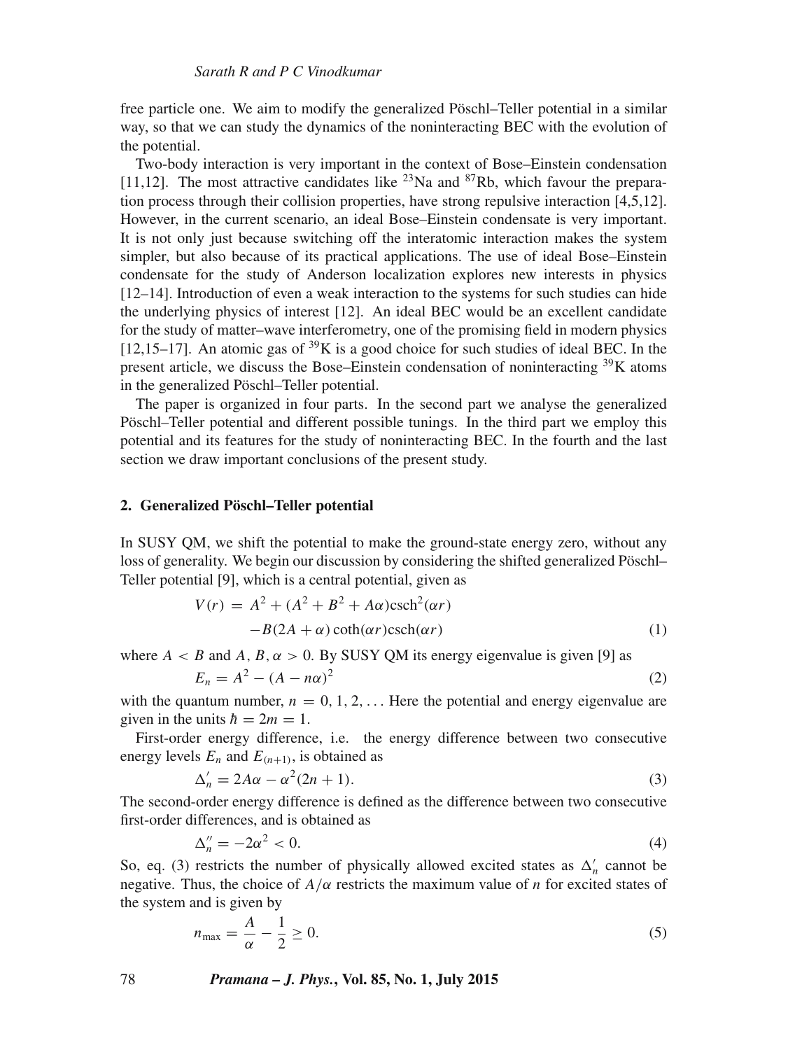free particle one. We aim to modify the generalized Pöschl–Teller potential in a similar way, so that we can study the dynamics of the noninteracting BEC with the evolution of the potential.

Two-body interaction is very important in the context of Bose–Einstein condensation [11,12]. The most attractive candidates like $^{23}$Na and $^{87}$Rb, which favour the preparation process through their collision properties, have strong repulsive interaction [4,5,12]. However, in the current scenario, an ideal Bose–Einstein condensate is very important. It is not only just because switching off the interatomic interaction makes the system simpler, but also because of its practical applications. The use of ideal Bose–Einstein condensate for the study of Anderson localization explores new interests in physics [12–14]. Introduction of even a weak interaction to the systems for such studies can hide the underlying physics of interest [12]. An ideal BEC would be an excellent candidate for the study of matter–wave interferometry, one of the promising field in modern physics [12,15–17]. An atomic gas of $^{39}$K is a good choice for such studies of ideal BEC. In the present article, we discuss the Bose–Einstein condensation of noninteracting $^{39}$K atoms in the generalized Pöschl–Teller potential.

The paper is organized in four parts. In the second part we analyse the generalized Pöschl–Teller potential and different possible tunings. In the third part we employ this potential and its features for the study of noninteracting BEC. In the fourth and the last section we draw important conclusions of the present study.

## 2. Generalized Pöschl–Teller potential

In SUSY QM, we shift the potential to make the ground-state energy zero, without any loss of generality. We begin our discussion by considering the shifted generalized Pöschl–Teller potential [9], which is a central potential, given as

$$V(r) = A^2 + (A^2 + B^2 + A\alpha)\operatorname{csch}^2(\alpha r) - B(2A + \alpha)\coth(\alpha r)\operatorname{csch}(\alpha r) \tag{1}$$

where $A < B$ and $A, B, \alpha > 0$. By SUSY QM its energy eigenvalue is given [9] as

$$E_n = A^2 - (A - n\alpha)^2 \tag{2}$$

with the quantum number, $n = 0, 1, 2, \ldots$ Here the potential and energy eigenvalue are given in the units $\hbar = 2m = 1$.

First-order energy difference, i.e. the energy difference between two consecutive energy levels $E_n$ and $E_{(n+1)}$, is obtained as

$$\Delta'_n = 2A\alpha - \alpha^2(2n + 1). \tag{3}$$

The second-order energy difference is defined as the difference between two consecutive first-order differences, and is obtained as

$$\Delta''_n = -2\alpha^2 < 0. \tag{4}$$

So, eq. (3) restricts the number of physically allowed excited states as $\Delta'_n$ cannot be negative. Thus, the choice of $A/\alpha$ restricts the maximum value of $n$ for excited states of the system and is given by

$$n_{\max} = \frac{A}{\alpha} - \frac{1}{2} \geq 0. \tag{5}$$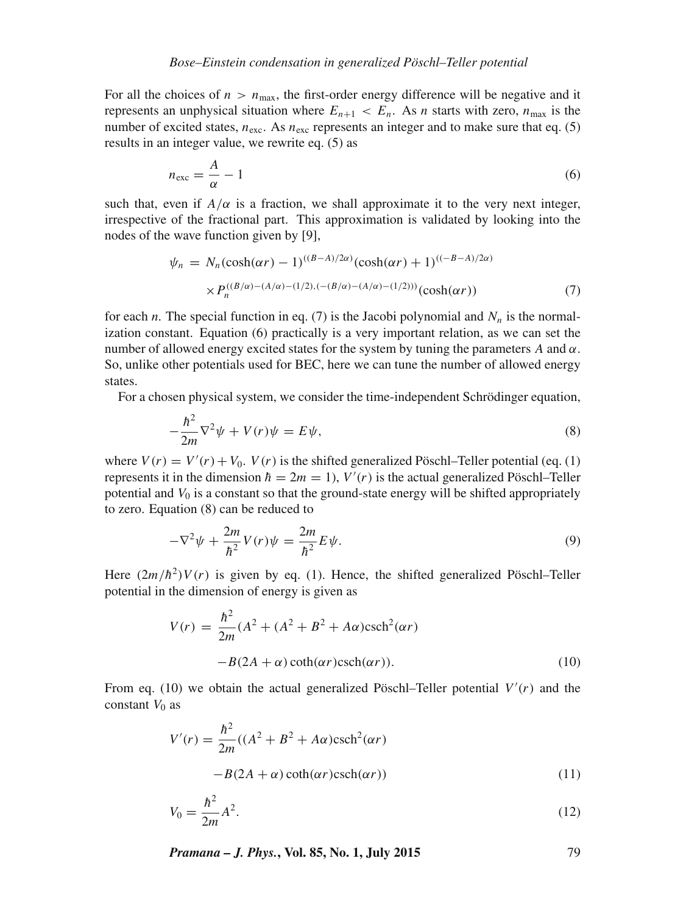For all the choices of $n > n_{\max}$, the first-order energy difference will be negative and it represents an unphysical situation where $E_{n+1} < E_n$. As $n$ starts with zero, $n_{\max}$ is the number of excited states, $n_{\text{exc}}$. As $n_{\text{exc}}$ represents an integer and to make sure that eq. (5) results in an integer value, we rewrite eq. (5) as

$$n_{\text{exc}} = \frac{A}{\alpha} - 1 \tag{6}$$

such that, even if $A/\alpha$ is a fraction, we shall approximate it to the very next integer, irrespective of the fractional part. This approximation is validated by looking into the nodes of the wave function given by [9],

$$\begin{aligned}\psi_n &= N_n(\cosh(\alpha r) - 1)^{((B-A)/2\alpha)}(\cosh(\alpha r) + 1)^{((-B-A)/2\alpha)} \\ &\quad \times P_n^{((B/\alpha)-(A/\alpha)-(1/2),(-(B/\alpha)-(A/\alpha)-(1/2)))}(\cosh(\alpha r))\end{aligned} \tag{7}$$

for each $n$. The special function in eq. (7) is the Jacobi polynomial and $N_n$ is the normalization constant. Equation (6) practically is a very important relation, as we can set the number of allowed energy excited states for the system by tuning the parameters $A$ and $\alpha$. So, unlike other potentials used for BEC, here we can tune the number of allowed energy states.

For a chosen physical system, we consider the time-independent Schrödinger equation,

$$-\frac{\hbar^2}{2m}\nabla^2\psi + V(r)\psi = E\psi, \tag{8}$$

where $V(r) = V'(r) + V_0$. $V(r)$ is the shifted generalized Pöschl–Teller potential (eq. (1) represents it in the dimension $\hbar = 2m = 1$), $V'(r)$ is the actual generalized Pöschl–Teller potential and $V_0$ is a constant so that the ground-state energy will be shifted appropriately to zero. Equation (8) can be reduced to

$$-\nabla^2\psi + \frac{2m}{\hbar^2}V(r)\psi = \frac{2m}{\hbar^2}E\psi. \tag{9}$$

Here $(2m/\hbar^2)V(r)$ is given by eq. (1). Hence, the shifted generalized Pöschl–Teller potential in the dimension of energy is given as

$$\begin{aligned}V(r) &= \frac{\hbar^2}{2m}(A^2 + (A^2 + B^2 + A\alpha)\text{csch}^2(\alpha r) \\ &\quad - B(2A + \alpha)\coth(\alpha r)\text{csch}(\alpha r)).\end{aligned} \tag{10}$$

From eq. (10) we obtain the actual generalized Pöschl–Teller potential $V'(r)$ and the constant $V_0$ as

$$\begin{aligned}V'(r) &= \frac{\hbar^2}{2m}((A^2 + B^2 + A\alpha)\text{csch}^2(\alpha r) \\ &\quad - B(2A + \alpha)\coth(\alpha r)\text{csch}(\alpha r))\end{aligned} \tag{11}$$

$$V_0 = \frac{\hbar^2}{2m}A^2. \tag{12}$$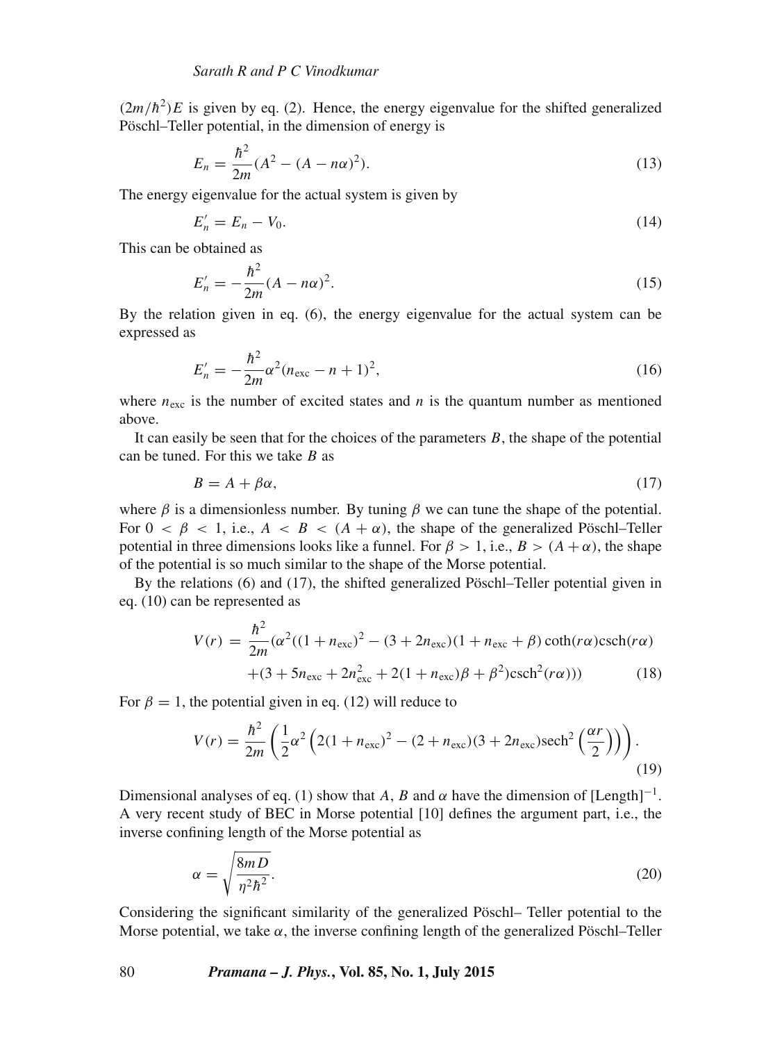$(2m/\hbar^2)E$ is given by eq. (2). Hence, the energy eigenvalue for the shifted generalized Pöschl–Teller potential, in the dimension of energy is

$$E_n = \frac{\hbar^2}{2m}(A^2 - (A - n\alpha)^2). \tag{13}$$

The energy eigenvalue for the actual system is given by

$$E'_n = E_n - V_0. \tag{14}$$

This can be obtained as

$$E'_n = -\frac{\hbar^2}{2m}(A - n\alpha)^2. \tag{15}$$

By the relation given in eq. (6), the energy eigenvalue for the actual system can be expressed as

$$E'_n = -\frac{\hbar^2}{2m}\alpha^2(n_{\text{exc}} - n + 1)^2, \tag{16}$$

where $n_{\text{exc}}$ is the number of excited states and $n$ is the quantum number as mentioned above.

It can easily be seen that for the choices of the parameters $B$, the shape of the potential can be tuned. For this we take $B$ as

$$B = A + \beta\alpha, \tag{17}$$

where $\beta$ is a dimensionless number. By tuning $\beta$ we can tune the shape of the potential. For $0 < \beta < 1$, i.e., $A < B < (A + \alpha)$, the shape of the generalized Pöschl–Teller potential in three dimensions looks like a funnel. For $\beta > 1$, i.e., $B > (A + \alpha)$, the shape of the potential is so much similar to the shape of the Morse potential.

By the relations (6) and (17), the shifted generalized Pöschl–Teller potential given in eq. (10) can be represented as

$$\begin{aligned} V(r) = \frac{\hbar^2}{2m}(\alpha^2((1 + n_{\text{exc}})^2 - (3 + 2n_{\text{exc}})(1 + n_{\text{exc}} + \beta)\coth(r\alpha)\text{csch}(r\alpha) \\ + (3 + 5n_{\text{exc}} + 2n_{\text{exc}}^2 + 2(1 + n_{\text{exc}})\beta + \beta^2)\text{csch}^2(r\alpha))) \end{aligned} \tag{18}$$

For $\beta = 1$, the potential given in eq. (12) will reduce to

$$V(r) = \frac{\hbar^2}{2m}\left(\frac{1}{2}\alpha^2\left(2(1 + n_{\text{exc}})^2 - (2 + n_{\text{exc}})(3 + 2n_{\text{exc}})\text{sech}^2\left(\frac{\alpha r}{2}\right)\right)\right). \tag{19}$$

Dimensional analyses of eq. (1) show that $A$, $B$ and $\alpha$ have the dimension of $[\text{Length}]^{-1}$. A very recent study of BEC in Morse potential [10] defines the argument part, i.e., the inverse confining length of the Morse potential as

$$\alpha = \sqrt{\frac{8mD}{\eta^2\hbar^2}}. \tag{20}$$

Considering the significant similarity of the generalized Pöschl– Teller potential to the Morse potential, we take $\alpha$, the inverse confining length of the generalized Pöschl–Teller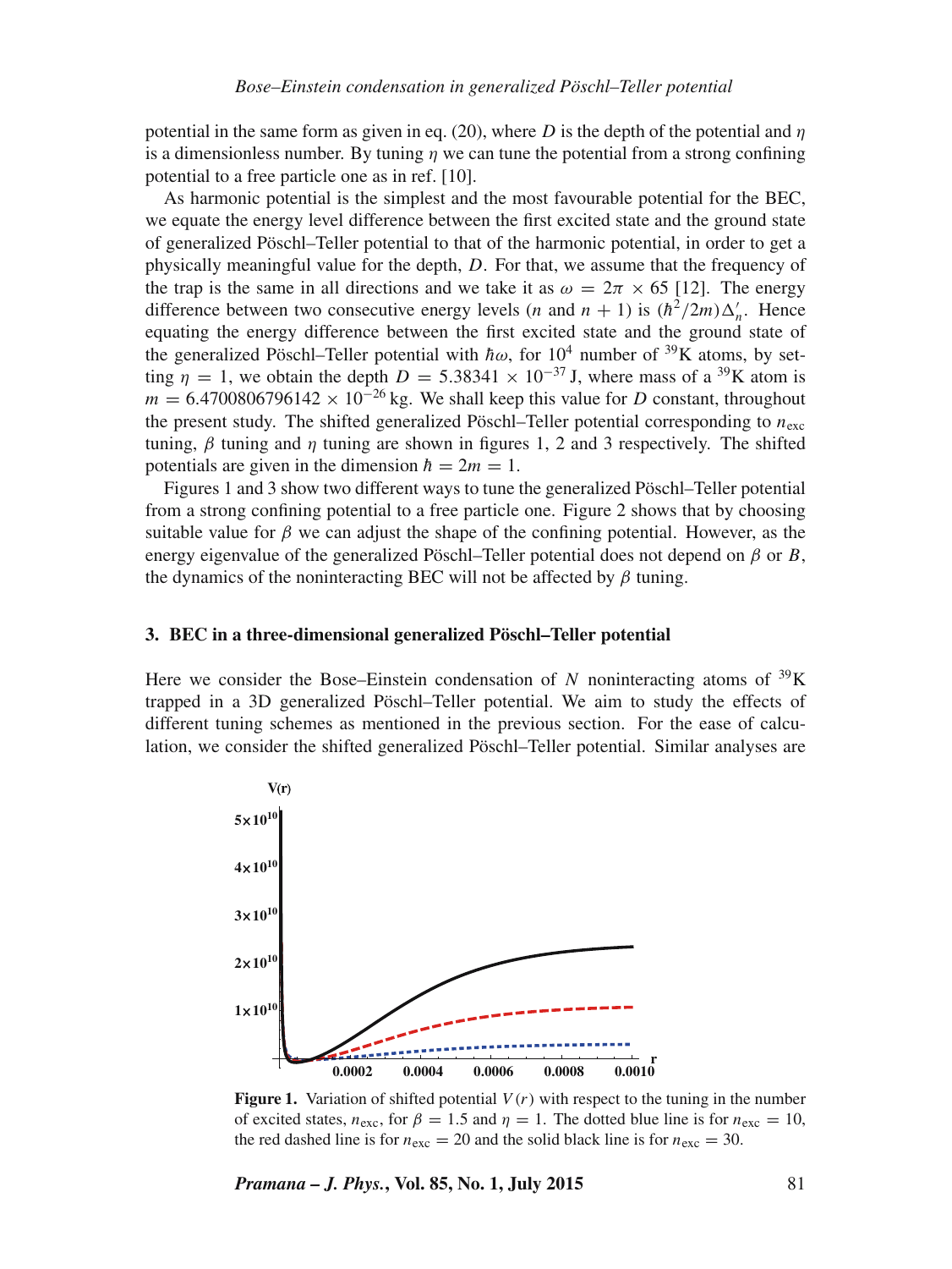potential in the same form as given in eq. (20), where $D$ is the depth of the potential and $\eta$ is a dimensionless number. By tuning $\eta$ we can tune the potential from a strong confining potential to a free particle one as in ref. [10].

As harmonic potential is the simplest and the most favourable potential for the BEC, we equate the energy level difference between the first excited state and the ground state of generalized Pöschl–Teller potential to that of the harmonic potential, in order to get a physically meaningful value for the depth, $D$. For that, we assume that the frequency of the trap is the same in all directions and we take it as $\omega = 2\pi \times 65$ [12]. The energy difference between two consecutive energy levels ($n$ and $n+1$) is $(\hbar^2/2m)\Delta'_n$. Hence equating the energy difference between the first excited state and the ground state of the generalized Pöschl–Teller potential with $\hbar\omega$, for $10^4$ number of $^{39}$K atoms, by setting $\eta = 1$, we obtain the depth $D = 5.38341 \times 10^{-37}$ J, where mass of a $^{39}$K atom is $m = 6.4700806796142 \times 10^{-26}$ kg. We shall keep this value for $D$ constant, throughout the present study. The shifted generalized Pöschl–Teller potential corresponding to $n_{\text{exc}}$ tuning, $\beta$ tuning and $\eta$ tuning are shown in figures 1, 2 and 3 respectively. The shifted potentials are given in the dimension $\hbar = 2m = 1$.

Figures 1 and 3 show two different ways to tune the generalized Pöschl–Teller potential from a strong confining potential to a free particle one. Figure 2 shows that by choosing suitable value for $\beta$ we can adjust the shape of the confining potential. However, as the energy eigenvalue of the generalized Pöschl–Teller potential does not depend on $\beta$ or $B$, the dynamics of the noninteracting BEC will not be affected by $\beta$ tuning.

## 3. BEC in a three-dimensional generalized Pöschl–Teller potential

Here we consider the Bose–Einstein condensation of $N$ noninteracting atoms of $^{39}$K trapped in a 3D generalized Pöschl–Teller potential. We aim to study the effects of different tuning schemes as mentioned in the previous section. For the ease of calculation, we consider the shifted generalized Pöschl–Teller potential. Similar analyses are

**Figure 1.** Variation of shifted potential $V(r)$ with respect to the tuning in the number of excited states, $n_{\text{exc}}$, for $\beta = 1.5$ and $\eta = 1$. The dotted blue line is for $n_{\text{exc}} = 10$, the red dashed line is for $n_{\text{exc}} = 20$ and the solid black line is for $n_{\text{exc}} = 30$.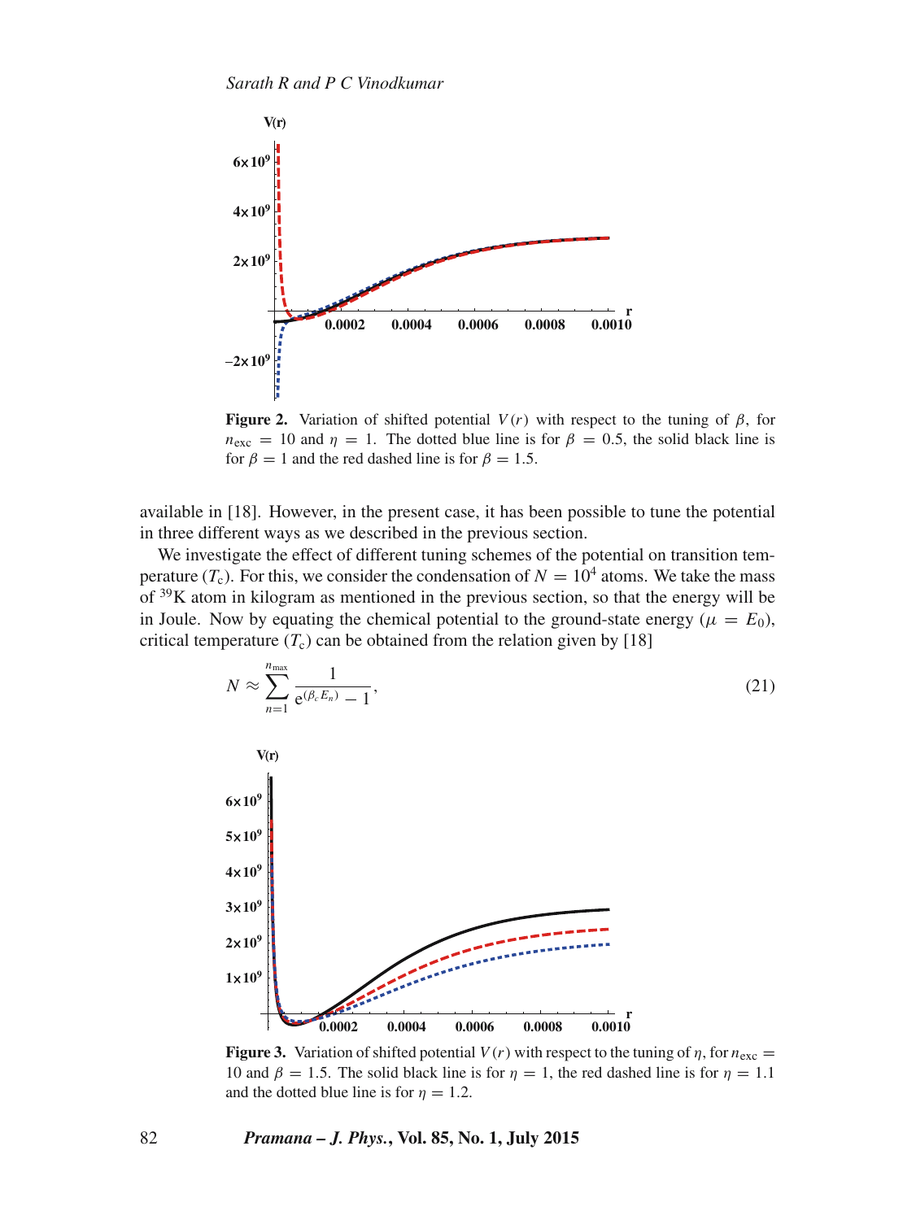**Figure 2.** Variation of shifted potential $V(r)$ with respect to the tuning of $\beta$, for $n_{\mathrm{exc}} = 10$ and $\eta = 1$. The dotted blue line is for $\beta = 0.5$, the solid black line is for $\beta = 1$ and the red dashed line is for $\beta = 1.5$.

available in [18]. However, in the present case, it has been possible to tune the potential in three different ways as we described in the previous section.

We investigate the effect of different tuning schemes of the potential on transition temperature ($T_{\mathrm{c}}$). For this, we consider the condensation of $N = 10^4$ atoms. We take the mass of $^{39}$K atom in kilogram as mentioned in the previous section, so that the energy will be in Joule. Now by equating the chemical potential to the ground-state energy ($\mu = E_0$), critical temperature ($T_{\mathrm{c}}$) can be obtained from the relation given by [18]

$$N \approx \sum_{n=1}^{n_{\max}} \frac{1}{\mathrm{e}^{(\beta_c E_n)} - 1}, \tag{21}$$

**Figure 3.** Variation of shifted potential $V(r)$ with respect to the tuning of $\eta$, for $n_{\mathrm{exc}} = 10$ and $\beta = 1.5$. The solid black line is for $\eta = 1$, the red dashed line is for $\eta = 1.1$ and the dotted blue line is for $\eta = 1.2$.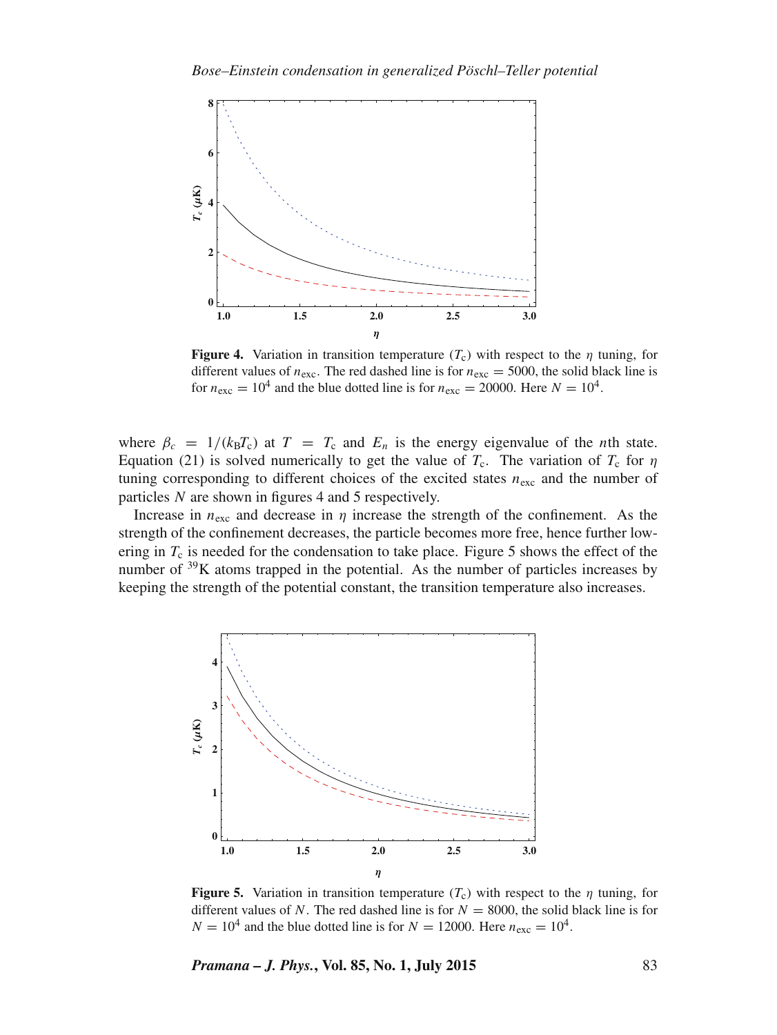**Figure 4.** Variation in transition temperature ($T_c$) with respect to the $\eta$ tuning, for different values of $n_{\rm exc}$. The red dashed line is for $n_{\rm exc} = 5000$, the solid black line is for $n_{\rm exc} = 10^4$ and the blue dotted line is for $n_{\rm exc} = 20000$. Here $N = 10^4$.

where $\beta_c = 1/(k_B T_c)$ at $T = T_c$ and $E_n$ is the energy eigenvalue of the $n$th state. Equation (21) is solved numerically to get the value of $T_c$. The variation of $T_c$ for $\eta$ tuning corresponding to different choices of the excited states $n_{\rm exc}$ and the number of particles $N$ are shown in figures 4 and 5 respectively.

Increase in $n_{\rm exc}$ and decrease in $\eta$ increase the strength of the confinement. As the strength of the confinement decreases, the particle becomes more free, hence further lowering in $T_c$ is needed for the condensation to take place. Figure 5 shows the effect of the number of $^{39}$K atoms trapped in the potential. As the number of particles increases by keeping the strength of the potential constant, the transition temperature also increases.

**Figure 5.** Variation in transition temperature ($T_c$) with respect to the $\eta$ tuning, for different values of $N$. The red dashed line is for $N = 8000$, the solid black line is for $N = 10^4$ and the blue dotted line is for $N = 12000$. Here $n_{\rm exc} = 10^4$.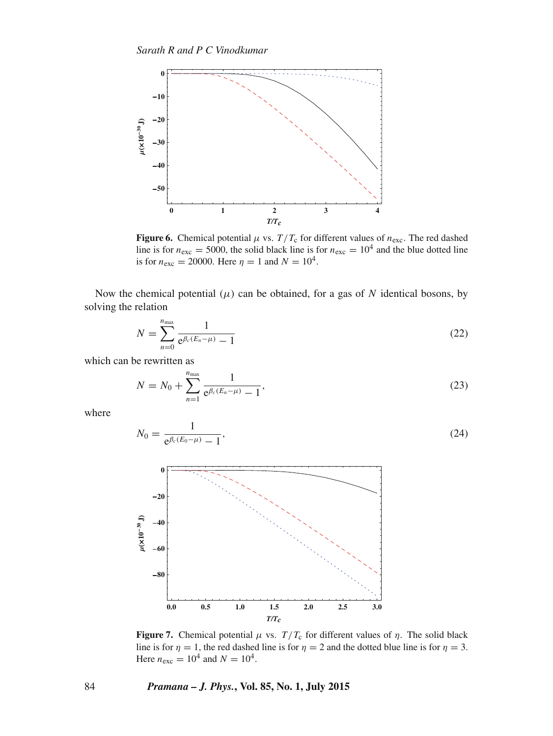**Figure 6.** Chemical potential $\mu$ vs. $T/T_c$ for different values of $n_{exc}$. The red dashed line is for $n_{exc} = 5000$, the solid black line is for $n_{exc} = 10^4$ and the blue dotted line is for $n_{exc} = 20000$. Here $\eta = 1$ and $N = 10^4$.

Now the chemical potential ($\mu$) can be obtained, for a gas of $N$ identical bosons, by solving the relation

$$N = \sum_{n=0}^{n_{max}} \frac{1}{e^{\beta_c(E_n - \mu)} - 1} \tag{22}$$

which can be rewritten as

$$N = N_0 + \sum_{n=1}^{n_{max}} \frac{1}{e^{\beta_c(E_n - \mu)} - 1}, \tag{23}$$

where

$$N_0 = \frac{1}{e^{\beta_c(E_0 - \mu)} - 1}, \tag{24}$$

**Figure 7.** Chemical potential $\mu$ vs. $T/T_c$ for different values of $\eta$. The solid black line is for $\eta = 1$, the red dashed line is for $\eta = 2$ and the dotted blue line is for $\eta = 3$. Here $n_{exc} = 10^4$ and $N = 10^4$.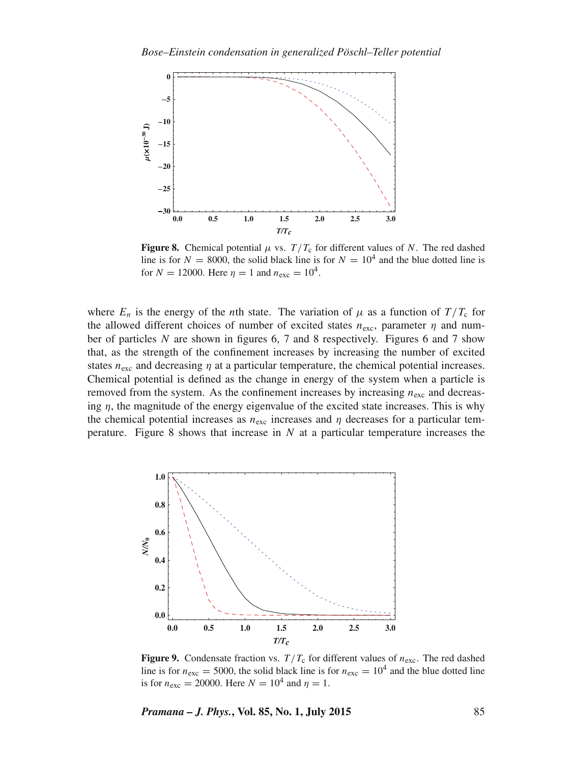**Figure 8.** Chemical potential $\mu$ vs. $T/T_c$ for different values of $N$. The red dashed line is for $N = 8000$, the solid black line is for $N = 10^4$ and the blue dotted line is for $N = 12000$. Here $\eta = 1$ and $n_{\text{exc}} = 10^4$.

where $E_n$ is the energy of the $n$th state. The variation of $\mu$ as a function of $T/T_c$ for the allowed different choices of number of excited states $n_{\text{exc}}$, parameter $\eta$ and number of particles $N$ are shown in figures 6, 7 and 8 respectively. Figures 6 and 7 show that, as the strength of the confinement increases by increasing the number of excited states $n_{\text{exc}}$ and decreasing $\eta$ at a particular temperature, the chemical potential increases. Chemical potential is defined as the change in energy of the system when a particle is removed from the system. As the confinement increases by increasing $n_{\text{exc}}$ and decreasing $\eta$, the magnitude of the energy eigenvalue of the excited state increases. This is why the chemical potential increases as $n_{\text{exc}}$ increases and $\eta$ decreases for a particular temperature. Figure 8 shows that increase in $N$ at a particular temperature increases the

**Figure 9.** Condensate fraction vs. $T/T_c$ for different values of $n_{\text{exc}}$. The red dashed line is for $n_{\text{exc}} = 5000$, the solid black line is for $n_{\text{exc}} = 10^4$ and the blue dotted line is for $n_{\text{exc}} = 20000$. Here $N = 10^4$ and $\eta = 1$.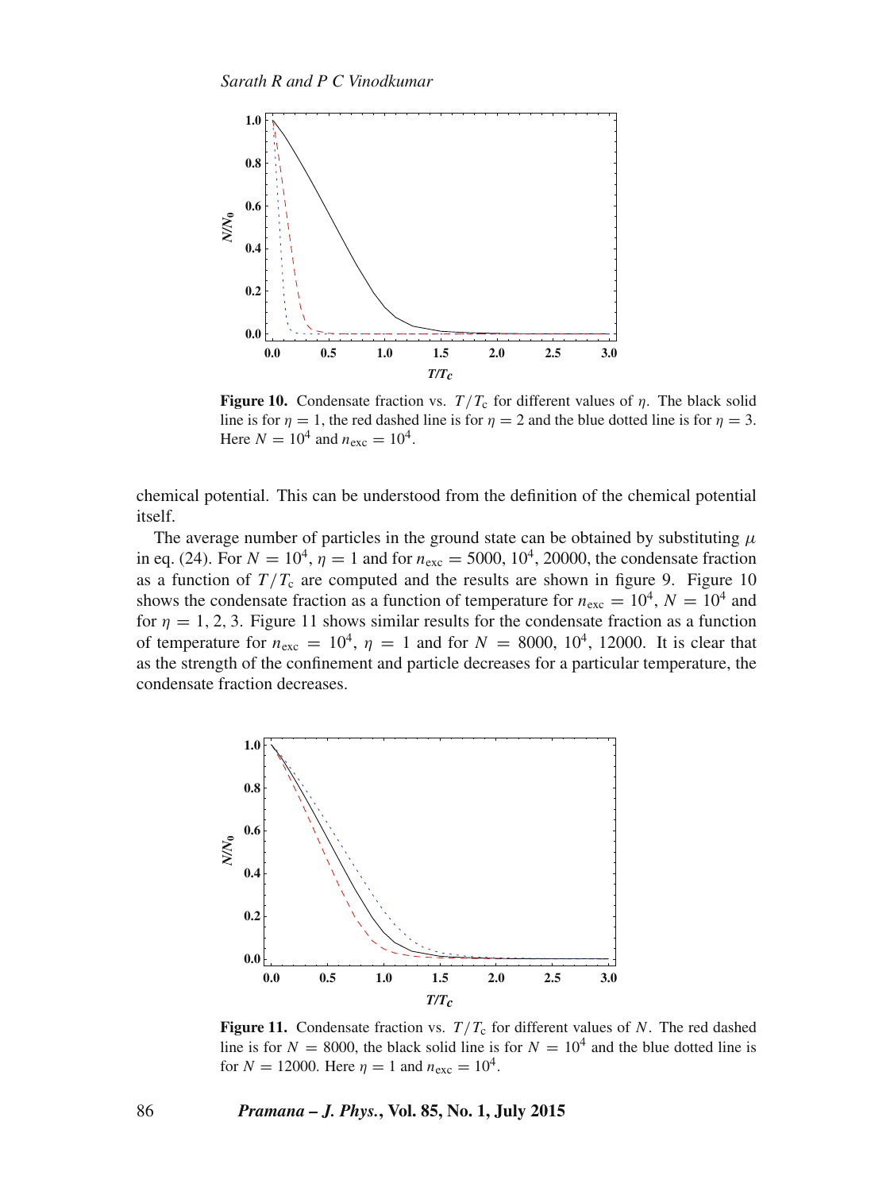**Figure 10.** Condensate fraction vs. $T/T_c$ for different values of $\eta$. The black solid line is for $\eta = 1$, the red dashed line is for $\eta = 2$ and the blue dotted line is for $\eta = 3$. Here $N = 10^4$ and $n_{exc} = 10^4$.

chemical potential. This can be understood from the definition of the chemical potential itself.

The average number of particles in the ground state can be obtained by substituting $\mu$ in eq. (24). For $N = 10^4$, $\eta = 1$ and for $n_{exc} = 5000$, $10^4$, 20000, the condensate fraction as a function of $T/T_c$ are computed and the results are shown in figure 9. Figure 10 shows the condensate fraction as a function of temperature for $n_{exc} = 10^4$, $N = 10^4$ and for $\eta = 1, 2, 3$. Figure 11 shows similar results for the condensate fraction as a function of temperature for $n_{exc} = 10^4$, $\eta = 1$ and for $N = 8000$, $10^4$, 12000. It is clear that as the strength of the confinement and particle decreases for a particular temperature, the condensate fraction decreases.

**Figure 11.** Condensate fraction vs. $T/T_c$ for different values of $N$. The red dashed line is for $N = 8000$, the black solid line is for $N = 10^4$ and the blue dotted line is for $N = 12000$. Here $\eta = 1$ and $n_{exc} = 10^4$.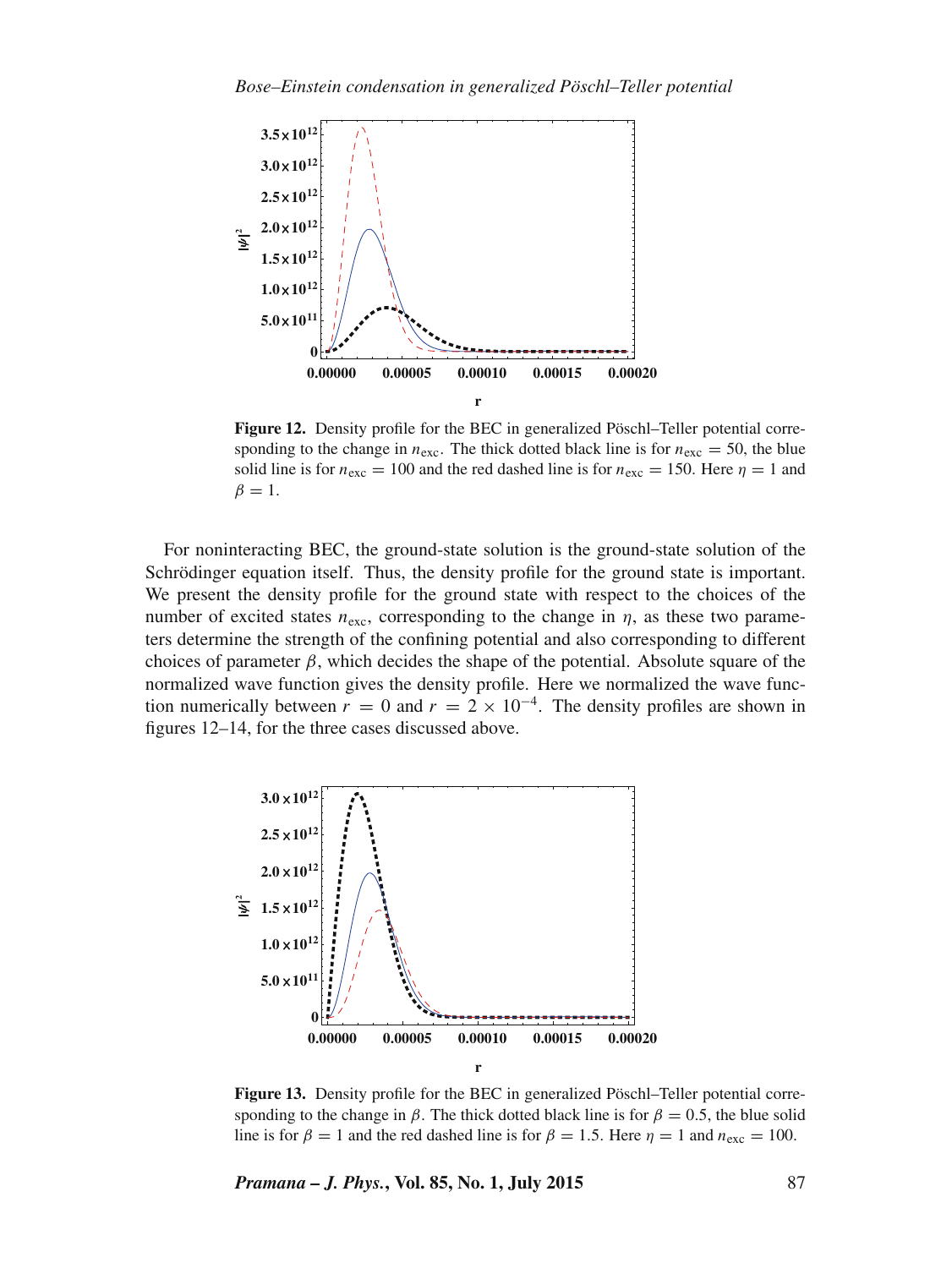Figure 12. Density profile for the BEC in generalized Pöschl–Teller potential corresponding to the change in $n_{\text{exc}}$. The thick dotted black line is for $n_{\text{exc}} = 50$, the blue solid line is for $n_{\text{exc}} = 100$ and the red dashed line is for $n_{\text{exc}} = 150$. Here $\eta = 1$ and $\beta = 1$.

For noninteracting BEC, the ground-state solution is the ground-state solution of the Schrödinger equation itself. Thus, the density profile for the ground state is important. We present the density profile for the ground state with respect to the choices of the number of excited states $n_{\text{exc}}$, corresponding to the change in $\eta$, as these two parameters determine the strength of the confining potential and also corresponding to different choices of parameter $\beta$, which decides the shape of the potential. Absolute square of the normalized wave function gives the density profile. Here we normalized the wave function numerically between $r = 0$ and $r = 2 \times 10^{-4}$. The density profiles are shown in figures 12–14, for the three cases discussed above.

Figure 13. Density profile for the BEC in generalized Pöschl–Teller potential corresponding to the change in $\beta$. The thick dotted black line is for $\beta = 0.5$, the blue solid line is for $\beta = 1$ and the red dashed line is for $\beta = 1.5$. Here $\eta = 1$ and $n_{\text{exc}} = 100$.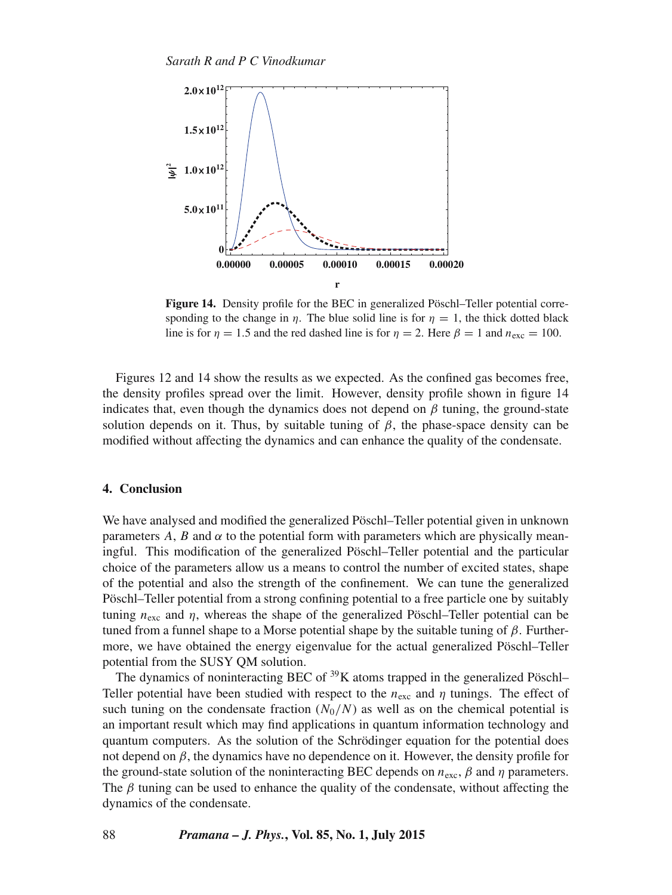Figure 14. Density profile for the BEC in generalized Pöschl–Teller potential corresponding to the change in $\eta$. The blue solid line is for $\eta = 1$, the thick dotted black line is for $\eta = 1.5$ and the red dashed line is for $\eta = 2$. Here $\beta = 1$ and $n_{\text{exc}} = 100$.

Figures 12 and 14 show the results as we expected. As the confined gas becomes free, the density profiles spread over the limit. However, density profile shown in figure 14 indicates that, even though the dynamics does not depend on $\beta$ tuning, the ground-state solution depends on it. Thus, by suitable tuning of $\beta$, the phase-space density can be modified without affecting the dynamics and can enhance the quality of the condensate.

## 4. Conclusion

We have analysed and modified the generalized Pöschl–Teller potential given in unknown parameters $A$, $B$ and $\alpha$ to the potential form with parameters which are physically meaningful. This modification of the generalized Pöschl–Teller potential and the particular choice of the parameters allow us a means to control the number of excited states, shape of the potential and also the strength of the confinement. We can tune the generalized Pöschl–Teller potential from a strong confining potential to a free particle one by suitably tuning $n_{\text{exc}}$ and $\eta$, whereas the shape of the generalized Pöschl–Teller potential can be tuned from a funnel shape to a Morse potential shape by the suitable tuning of $\beta$. Furthermore, we have obtained the energy eigenvalue for the actual generalized Pöschl–Teller potential from the SUSY QM solution.

The dynamics of noninteracting BEC of $^{39}$K atoms trapped in the generalized Pöschl–Teller potential have been studied with respect to the $n_{\text{exc}}$ and $\eta$ tunings. The effect of such tuning on the condensate fraction ($N_0/N$) as well as on the chemical potential is an important result which may find applications in quantum information technology and quantum computers. As the solution of the Schrödinger equation for the potential does not depend on $\beta$, the dynamics have no dependence on it. However, the density profile for the ground-state solution of the noninteracting BEC depends on $n_{\text{exc}}$, $\beta$ and $\eta$ parameters. The $\beta$ tuning can be used to enhance the quality of the condensate, without affecting the dynamics of the condensate.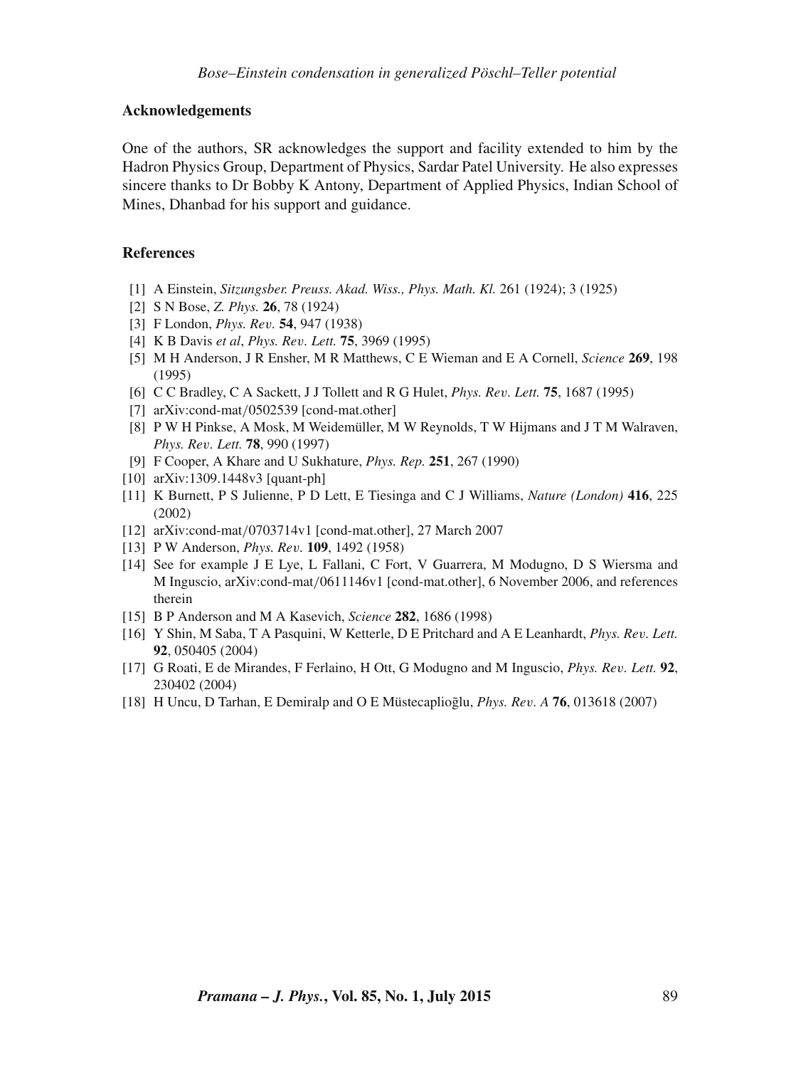## Acknowledgements

One of the authors, SR acknowledges the support and facility extended to him by the Hadron Physics Group, Department of Physics, Sardar Patel University. He also expresses sincere thanks to Dr Bobby K Antony, Department of Applied Physics, Indian School of Mines, Dhanbad for his support and guidance.

## References

[1] A Einstein, *Sitzungsber. Preuss. Akad. Wiss., Phys. Math. Kl.* 261 (1924); 3 (1925)

[2] S N Bose, *Z. Phys.* **26**, 78 (1924)

[3] F London, *Phys. Rev.* **54**, 947 (1938)

[4] K B Davis *et al*, *Phys. Rev. Lett.* **75**, 3969 (1995)

[5] M H Anderson, J R Ensher, M R Matthews, C E Wieman and E A Cornell, *Science* **269**, 198 (1995)

[6] C C Bradley, C A Sackett, J J Tollett and R G Hulet, *Phys. Rev. Lett.* **75**, 1687 (1995)

[7] arXiv:cond-mat/0502539 [cond-mat.other]

[8] P W H Pinkse, A Mosk, M Weidemüller, M W Reynolds, T W Hijmans and J T M Walraven, *Phys. Rev. Lett.* **78**, 990 (1997)

[9] F Cooper, A Khare and U Sukhature, *Phys. Rep.* **251**, 267 (1990)

[10] arXiv:1309.1448v3 [quant-ph]

[11] K Burnett, P S Julienne, P D Lett, E Tiesinga and C J Williams, *Nature (London)* **416**, 225 (2002)

[12] arXiv:cond-mat/0703714v1 [cond-mat.other], 27 March 2007

[13] P W Anderson, *Phys. Rev.* **109**, 1492 (1958)

[14] See for example J E Lye, L Fallani, C Fort, V Guarrera, M Modugno, D S Wiersma and M Inguscio, arXiv:cond-mat/0611146v1 [cond-mat.other], 6 November 2006, and references therein

[15] B P Anderson and M A Kasevich, *Science* **282**, 1686 (1998)

[16] Y Shin, M Saba, T A Pasquini, W Ketterle, D E Pritchard and A E Leanhardt, *Phys. Rev. Lett.* **92**, 050405 (2004)

[17] G Roati, E de Mirandes, F Ferlaino, H Ott, G Modugno and M Inguscio, *Phys. Rev. Lett.* **92**, 230402 (2004)

[18] H Uncu, D Tarhan, E Demiralp and O E Müstecaplioğlu, *Phys. Rev. A* **76**, 013618 (2007)